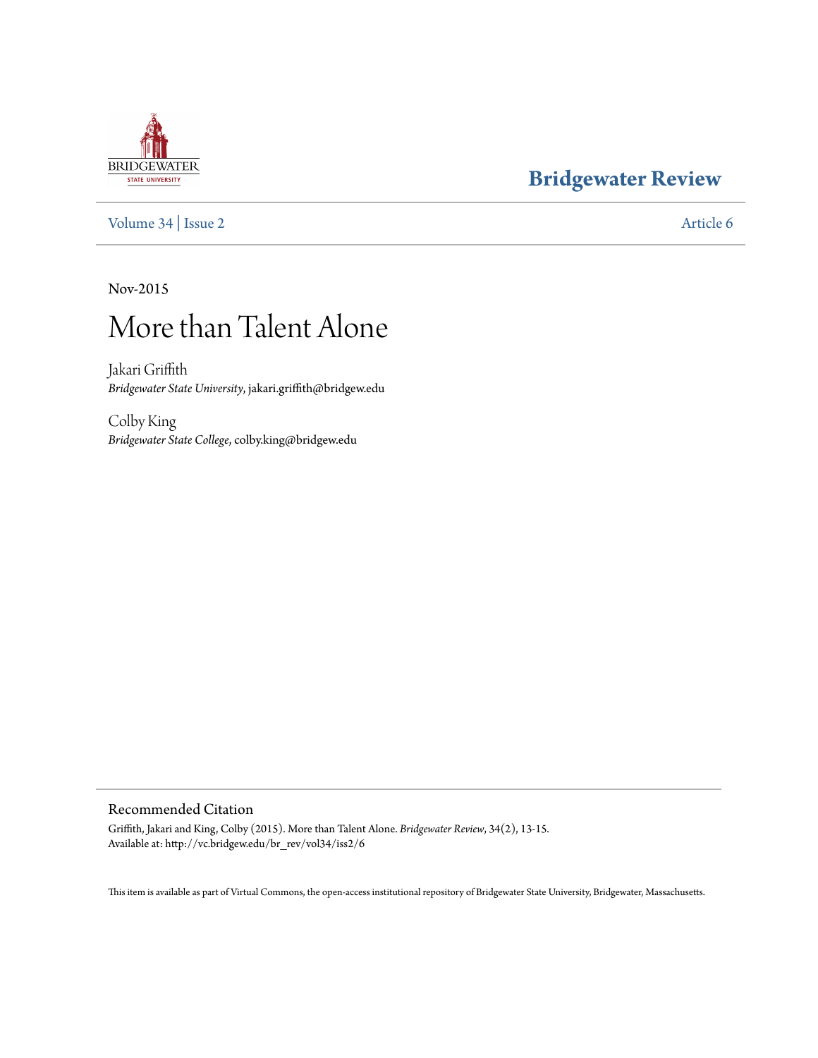Bridgewater Review

Volume 34 | Issue 2 Article 6

Nov-2015

# More than Talent Alone

Jakari Griffith
*Bridgewater State University*, jakari.griffith@bridgew.edu

Colby King
*Bridgewater State College*, colby.king@bridgew.edu

## Recommended Citation

Griffith, Jakari and King, Colby (2015). More than Talent Alone. *Bridgewater Review*, 34(2), 13-15.
Available at: http://vc.bridgew.edu/br_rev/vol34/iss2/6

This item is available as part of Virtual Commons, the open-access institutional repository of Bridgewater State University, Bridgewater, Massachusetts.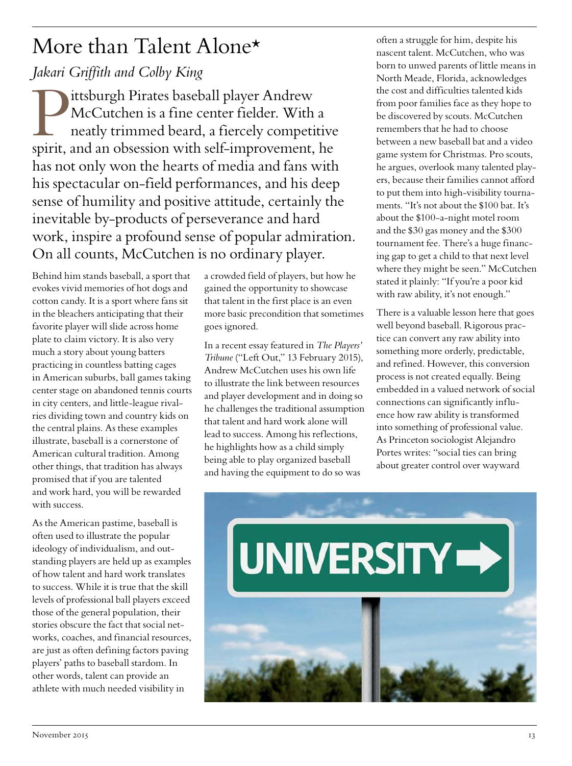# More than Talent Alone*

*Jakari Griffith and Colby King*

Pittsburgh Pirates baseball player Andrew McCutchen is a fine center fielder. With a neatly trimmed beard, a fiercely competitive spirit, and an obsession with self-improvement, he has not only won the hearts of media and fans with his spectacular on-field performances, and his deep sense of humility and positive attitude, certainly the inevitable by-products of perseverance and hard work, inspire a profound sense of popular admiration. On all counts, McCutchen is no ordinary player.

Behind him stands baseball, a sport that evokes vivid memories of hot dogs and cotton candy. It is a sport where fans sit in the bleachers anticipating that their favorite player will slide across home plate to claim victory. It is also very much a story about young batters practicing in countless batting cages in American suburbs, ball games taking center stage on abandoned tennis courts in city centers, and little-league rivalries dividing town and country kids on the central plains. As these examples illustrate, baseball is a cornerstone of American cultural tradition. Among other things, that tradition has always promised that if you are talented and work hard, you will be rewarded with success.

As the American pastime, baseball is often used to illustrate the popular ideology of individualism, and outstanding players are held up as examples of how talent and hard work translates to success. While it is true that the skill levels of professional ball players exceed those of the general population, their stories obscure the fact that social networks, coaches, and financial resources, are just as often defining factors paving players' paths to baseball stardom. In other words, talent can provide an athlete with much needed visibility in a crowded field of players, but how he gained the opportunity to showcase that talent in the first place is an even more basic precondition that sometimes goes ignored.

In a recent essay featured in *The Players' Tribune* ("Left Out," 13 February 2015), Andrew McCutchen uses his own life to illustrate the link between resources and player development and in doing so he challenges the traditional assumption that talent and hard work alone will lead to success. Among his reflections, he highlights how as a child simply being able to play organized baseball and having the equipment to do so was often a struggle for him, despite his nascent talent. McCutchen, who was born to unwed parents of little means in North Meade, Florida, acknowledges the cost and difficulties talented kids from poor families face as they hope to be discovered by scouts. McCutchen remembers that he had to choose between a new baseball bat and a video game system for Christmas. Pro scouts, he argues, overlook many talented players, because their families cannot afford to put them into high-visibility tournaments. "It's not about the $100 bat. It's about the $100-a-night motel room and the $30 gas money and the $300 tournament fee. There's a huge financing gap to get a child to that next level where they might be seen." McCutchen stated it plainly: "If you're a poor kid with raw ability, it's not enough."

There is a valuable lesson here that goes well beyond baseball. Rigorous practice can convert any raw ability into something more orderly, predictable, and refined. However, this conversion process is not created equally. Being embedded in a valued network of social connections can significantly influence how raw ability is transformed into something of professional value. As Princeton sociologist Alejandro Portes writes: "social ties can bring about greater control over wayward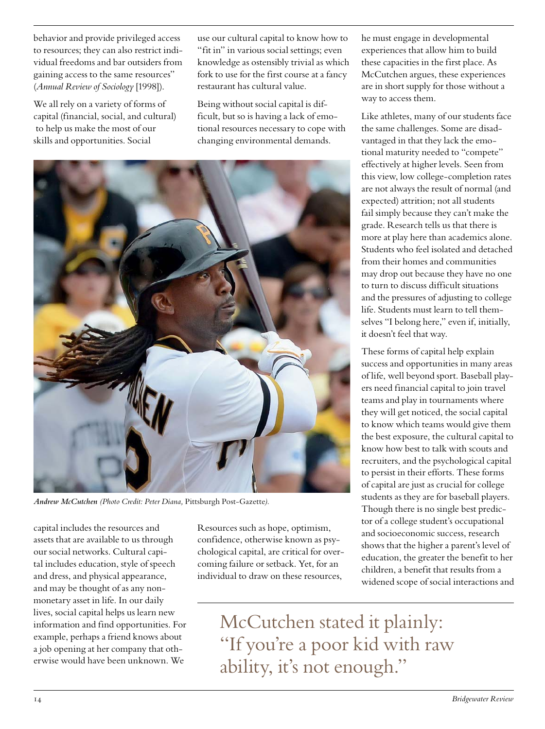behavior and provide privileged access to resources; they can also restrict individual freedoms and bar outsiders from gaining access to the same resources" (*Annual Review of Sociology* [1998]).

We all rely on a variety of forms of capital (financial, social, and cultural) to help us make the most of our skills and opportunities. Social capital includes the resources and assets that are available to us through our social networks. Cultural capital includes education, style of speech and dress, and physical appearance, and may be thought of as any non-monetary asset in life. In our daily lives, social capital helps us learn new information and find opportunities. For example, perhaps a friend knows about a job opening at her company that otherwise would have been unknown. We use our cultural capital to know how to "fit in" in various social settings; even knowledge as ostensibly trivial as which fork to use for the first course at a fancy restaurant has cultural value.

Being without social capital is difficult, but so is having a lack of emotional resources necessary to cope with changing environmental demands.

*Andrew McCutchen (Photo Credit: Peter Diana,* Pittsburgh Post-Gazette*).*

Resources such as hope, optimism, confidence, otherwise known as psychological capital, are critical for overcoming failure or setback. Yet, for an individual to draw on these resources, he must engage in developmental experiences that allow him to build these capacities in the first place. As McCutchen argues, these experiences are in short supply for those without a way to access them.

Like athletes, many of our students face the same challenges. Some are disadvantaged in that they lack the emotional maturity needed to "compete" effectively at higher levels. Seen from this view, low college-completion rates are not always the result of normal (and expected) attrition; not all students fail simply because they can't make the grade. Research tells us that there is more at play here than academics alone. Students who feel isolated and detached from their homes and communities may drop out because they have no one to turn to discuss difficult situations and the pressures of adjusting to college life. Students must learn to tell themselves "I belong here," even if, initially, it doesn't feel that way.

These forms of capital help explain success and opportunities in many areas of life, well beyond sport. Baseball players need financial capital to join travel teams and play in tournaments where they will get noticed, the social capital to know which teams would give them the best exposure, the cultural capital to know how best to talk with scouts and recruiters, and the psychological capital to persist in their efforts. These forms of capital are just as crucial for college students as they are for baseball players. Though there is no single best predictor of a college student's occupational and socioeconomic success, research shows that the higher a parent's level of education, the greater the benefit to her children, a benefit that results from a widened scope of social interactions and

> McCutchen stated it plainly: "If you're a poor kid with raw ability, it's not enough."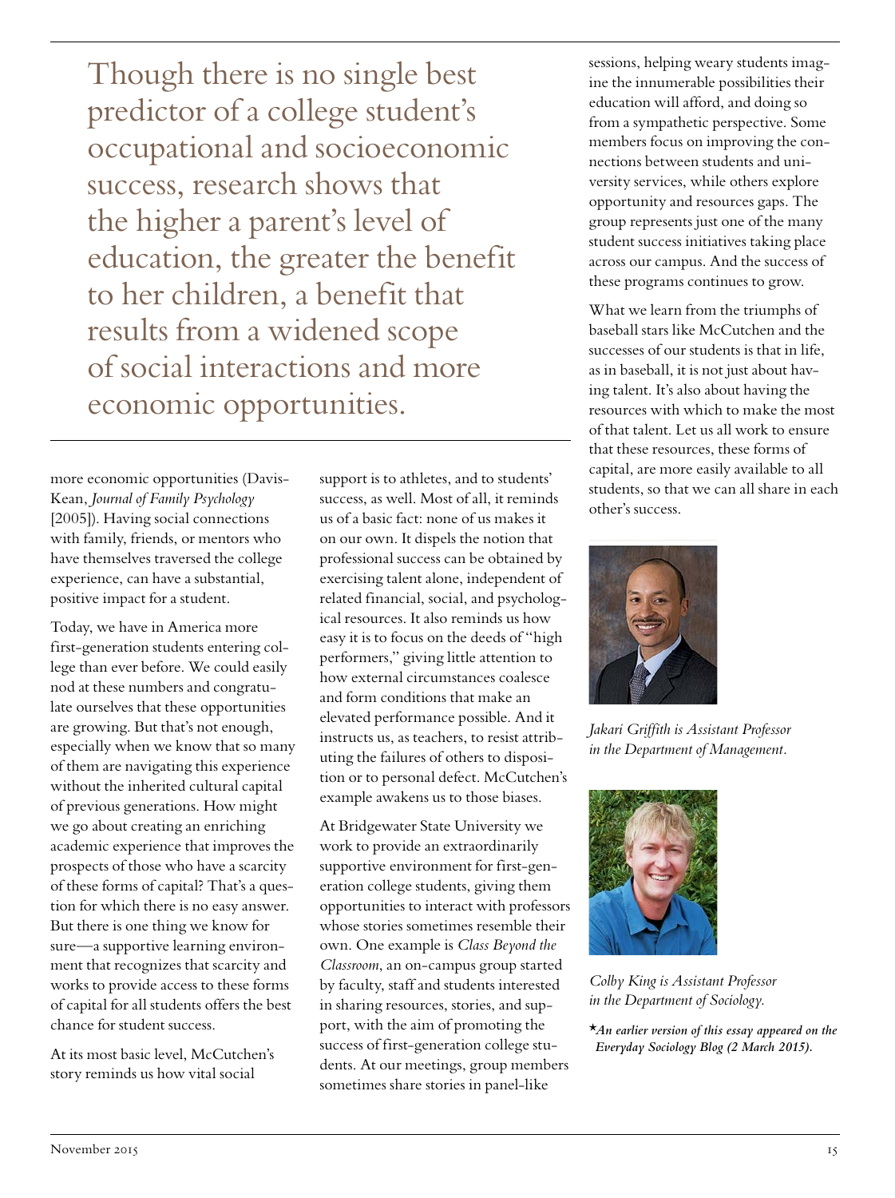> Though there is no single best predictor of a college student's occupational and socioeconomic success, research shows that the higher a parent's level of education, the greater the benefit to her children, a benefit that results from a widened scope of social interactions and more economic opportunities.

more economic opportunities (Davis-Kean, *Journal of Family Psychology* [2005]). Having social connections with family, friends, or mentors who have themselves traversed the college experience, can have a substantial, positive impact for a student.

Today, we have in America more first-generation students entering college than ever before. We could easily nod at these numbers and congratulate ourselves that these opportunities are growing. But that's not enough, especially when we know that so many of them are navigating this experience without the inherited cultural capital of previous generations. How might we go about creating an enriching academic experience that improves the prospects of those who have a scarcity of these forms of capital? That's a question for which there is no easy answer. But there is one thing we know for sure—a supportive learning environment that recognizes that scarcity and works to provide access to these forms of capital for all students offers the best chance for student success.

At its most basic level, McCutchen's story reminds us how vital social support is to athletes, and to students' success, as well. Most of all, it reminds us of a basic fact: none of us makes it on our own. It dispels the notion that professional success can be obtained by exercising talent alone, independent of related financial, social, and psychological resources. It also reminds us how easy it is to focus on the deeds of "high performers," giving little attention to how external circumstances coalesce and form conditions that make an elevated performance possible. And it instructs us, as teachers, to resist attributing the failures of others to disposition or to personal defect. McCutchen's example awakens us to those biases.

At Bridgewater State University we work to provide an extraordinarily supportive environment for first-generation college students, giving them opportunities to interact with professors whose stories sometimes resemble their own. One example is *Class Beyond the Classroom*, an on-campus group started by faculty, staff and students interested in sharing resources, stories, and support, with the aim of promoting the success of first-generation college students. At our meetings, group members sometimes share stories in panel-like sessions, helping weary students imagine the innumerable possibilities their education will afford, and doing so from a sympathetic perspective. Some members focus on improving the connections between students and university services, while others explore opportunity and resources gaps. The group represents just one of the many student success initiatives taking place across our campus. And the success of these programs continues to grow.

What we learn from the triumphs of baseball stars like McCutchen and the successes of our students is that in life, as in baseball, it is not just about having talent. It's also about having the resources with which to make the most of that talent. Let us all work to ensure that these resources, these forms of capital, are more easily available to all students, so that we can all share in each other's success.

*Jakari Griffith is Assistant Professor in the Department of Management.*

*Colby King is Assistant Professor in the Department of Sociology.*

*\*An earlier version of this essay appeared on the Everyday Sociology Blog (2 March 2015).*